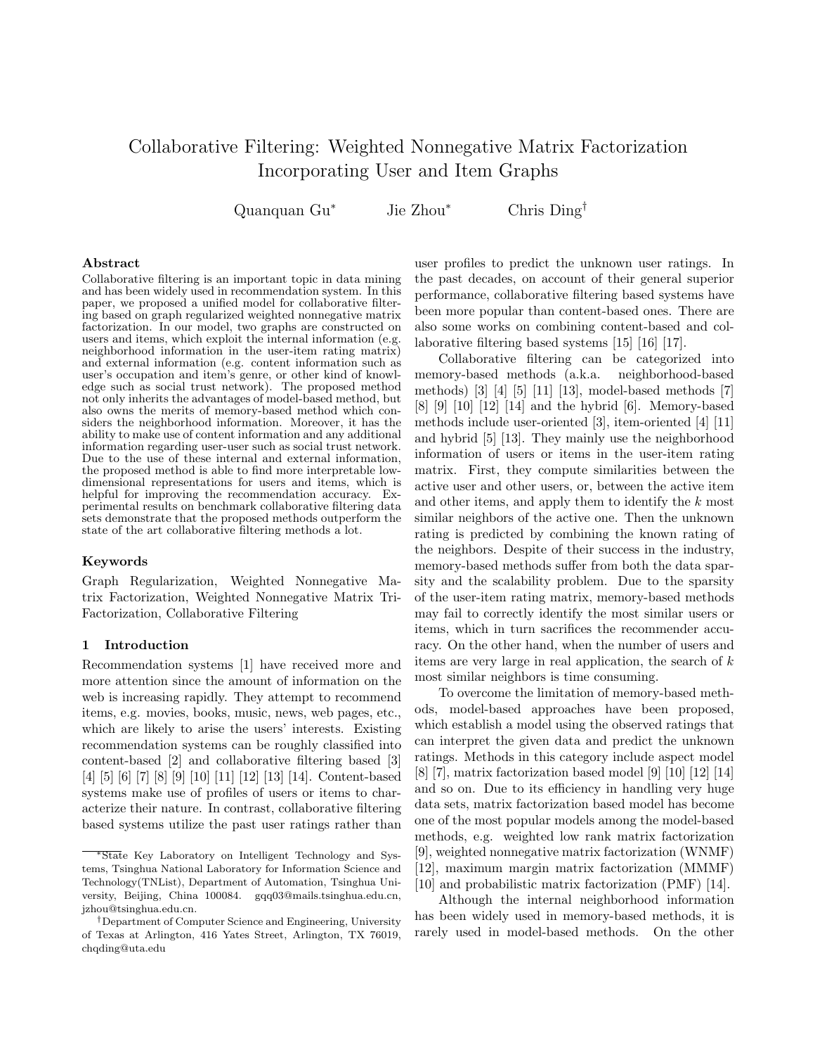# Collaborative Filtering: Weighted Nonnegative Matrix Factorization Incorporating User and Item Graphs

Quanquan Gu* Jie Zhou* Chris Ding†

### Abstract

Collaborative filtering is an important topic in data mining and has been widely used in recommendation system. In this paper, we proposed a unified model for collaborative filtering based on graph regularized weighted nonnegative matrix factorization. In our model, two graphs are constructed on users and items, which exploit the internal information (e.g. neighborhood information in the user-item rating matrix) and external information (e.g. content information such as user's occupation and item's genre, or other kind of knowledge such as social trust network). The proposed method not only inherits the advantages of model-based method, but also owns the merits of memory-based method which considers the neighborhood information. Moreover, it has the ability to make use of content information and any additional information regarding user-user such as social trust network. Due to the use of these internal and external information, the proposed method is able to find more interpretable low-dimensional representations for users and items, which is helpful for improving the recommendation accuracy. Experimental results on benchmark collaborative filtering data sets demonstrate that the proposed methods outperform the state of the art collaborative filtering methods a lot.

### Keywords

Graph Regularization, Weighted Nonnegative Matrix Factorization, Weighted Nonnegative Matrix Tri-Factorization, Collaborative Filtering

## 1 Introduction

Recommendation systems [1] have received more and more attention since the amount of information on the web is increasing rapidly. They attempt to recommend items, e.g. movies, books, music, news, web pages, etc., which are likely to arise the users' interests. Existing recommendation systems can be roughly classified into content-based [2] and collaborative filtering based [3] [4] [5] [6] [7] [8] [9] [10] [11] [12] [13] [14]. Content-based systems make use of profiles of users or items to characterize their nature. In contrast, collaborative filtering based systems utilize the past user ratings rather than user profiles to predict the unknown user ratings. In the past decades, on account of their general superior performance, collaborative filtering based systems have been more popular than content-based ones. There are also some works on combining content-based and collaborative filtering based systems [15] [16] [17].

Collaborative filtering can be categorized into memory-based methods (a.k.a. neighborhood-based methods) [3] [4] [5] [11] [13], model-based methods [7] [8] [9] [10] [12] [14] and the hybrid [6]. Memory-based methods include user-oriented [3], item-oriented [4] [11] and hybrid [5] [13]. They mainly use the neighborhood information of users or items in the user-item rating matrix. First, they compute similarities between the active user and other users, or, between the active item and other items, and apply them to identify the $k$ most similar neighbors of the active one. Then the unknown rating is predicted by combining the known rating of the neighbors. Despite of their success in the industry, memory-based methods suffer from both the data sparsity and the scalability problem. Due to the sparsity of the user-item rating matrix, memory-based methods may fail to correctly identify the most similar users or items, which in turn sacrifices the recommender accuracy. On the other hand, when the number of users and items are very large in real application, the search of $k$ most similar neighbors is time consuming.

To overcome the limitation of memory-based methods, model-based approaches have been proposed, which establish a model using the observed ratings that can interpret the given data and predict the unknown ratings. Methods in this category include aspect model [8] [7], matrix factorization based model [9] [10] [12] [14] and so on. Due to its efficiency in handling very huge data sets, matrix factorization based model has become one of the most popular models among the model-based methods, e.g. weighted low rank matrix factorization [9], weighted nonnegative matrix factorization (WNMF) [12], maximum margin matrix factorization (MMMF) [10] and probabilistic matrix factorization (PMF) [14].

Although the internal neighborhood information has been widely used in memory-based methods, it is rarely used in model-based methods. On the other

---

*State Key Laboratory on Intelligent Technology and Systems, Tsinghua National Laboratory for Information Science and Technology(TNList), Department of Automation, Tsinghua University, Beijing, China 100084. gqq03@mails.tsinghua.edu.cn, jzhou@tsinghua.edu.cn.

†Department of Computer Science and Engineering, University of Texas at Arlington, 416 Yates Street, Arlington, TX 76019, chqding@uta.edu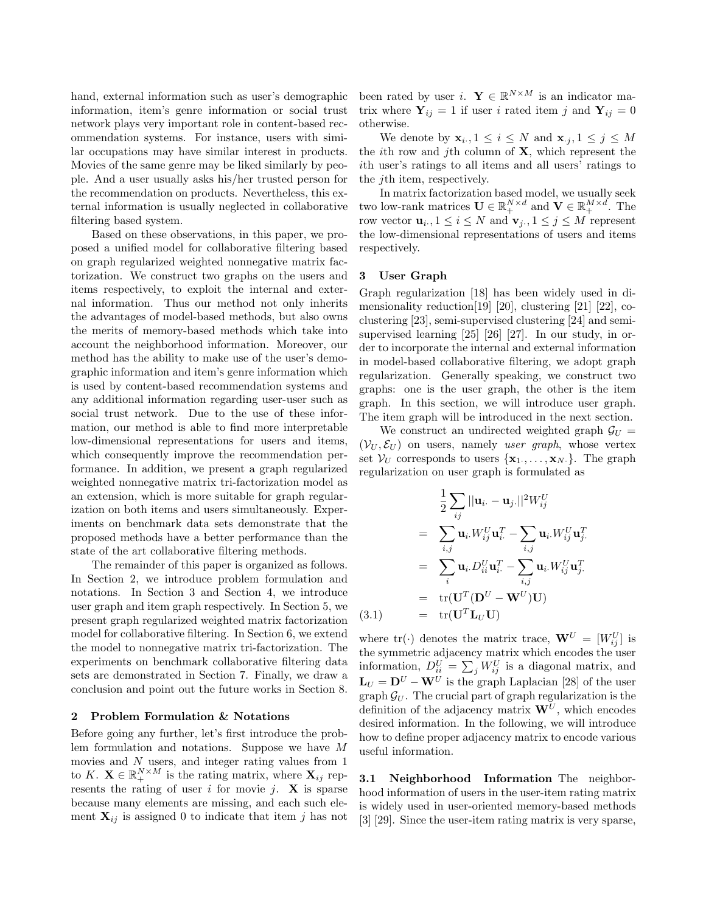hand, external information such as user's demographic information, item's genre information or social trust network plays very important role in content-based recommendation systems. For instance, users with similar occupations may have similar interest in products. Movies of the same genre may be liked similarly by people. And a user usually asks his/her trusted person for the recommendation on products. Nevertheless, this external information is usually neglected in collaborative filtering based system.

Based on these observations, in this paper, we proposed a unified model for collaborative filtering based on graph regularized weighted nonnegative matrix factorization. We construct two graphs on the users and items respectively, to exploit the internal and external information. Thus our method not only inherits the advantages of model-based methods, but also owns the merits of memory-based methods which take into account the neighborhood information. Moreover, our method has the ability to make use of the user's demographic information and item's genre information which is used by content-based recommendation systems and any additional information regarding user-user such as social trust network. Due to the use of these information, our method is able to find more interpretable low-dimensional representations for users and items, which consequently improve the recommendation performance. In addition, we present a graph regularized weighted nonnegative matrix tri-factorization model as an extension, which is more suitable for graph regularization on both items and users simultaneously. Experiments on benchmark data sets demonstrate that the proposed methods have a better performance than the state of the art collaborative filtering methods.

The remainder of this paper is organized as follows. In Section 2, we introduce problem formulation and notations. In Section 3 and Section 4, we introduce user graph and item graph respectively. In Section 5, we present graph regularized weighted matrix factorization model for collaborative filtering. In Section 6, we extend the model to nonnegative matrix tri-factorization. The experiments on benchmark collaborative filtering data sets are demonstrated in Section 7. Finally, we draw a conclusion and point out the future works in Section 8.

## 2 Problem Formulation & Notations

Before going any further, let's first introduce the problem formulation and notations. Suppose we have $M$ movies and $N$ users, and integer rating values from 1 to $K$. $\mathbf{X} \in \mathbb{R}_+^{N\times M}$ is the rating matrix, where $\mathbf{X}_{ij}$ represents the rating of user $i$ for movie $j$. $\mathbf{X}$ is sparse because many elements are missing, and each such element $\mathbf{X}_{ij}$ is assigned 0 to indicate that item $j$ has not been rated by user $i$. $\mathbf{Y} \in \mathbb{R}^{N\times M}$ is an indicator matrix where $\mathbf{Y}_{ij} = 1$ if user $i$ rated item $j$ and $\mathbf{Y}_{ij} = 0$ otherwise.

We denote by $\mathbf{x}_{i\cdot}, 1 \leq i \leq N$ and $\mathbf{x}_{\cdot j}, 1 \leq j \leq M$ the $i$th row and $j$th column of $\mathbf{X}$, which represent the $i$th user's ratings to all items and all users' ratings to the $j$th item, respectively.

In matrix factorization based model, we usually seek two low-rank matrices $\mathbf{U} \in \mathbb{R}_+^{N\times d}$ and $\mathbf{V} \in \mathbb{R}_+^{M\times d}$. The row vector $\mathbf{u}_{i\cdot}, 1 \leq i \leq N$ and $\mathbf{v}_{j\cdot}, 1 \leq j \leq M$ represent the low-dimensional representations of users and items respectively.

## 3 User Graph

Graph regularization [18] has been widely used in dimensionality reduction[19] [20], clustering [21] [22], co-clustering [23], semi-supervised clustering [24] and semi-supervised learning [25] [26] [27]. In our study, in order to incorporate the internal and external information in model-based collaborative filtering, we adopt graph regularization. Generally speaking, we construct two graphs: one is the user graph, the other is the item graph. In this section, we will introduce user graph. The item graph will be introduced in the next section.

We construct an undirected weighted graph $\mathcal{G}_U = (\mathcal{V}_U, \mathcal{E}_U)$ on users, namely *user graph*, whose vertex set $\mathcal{V}_U$ corresponds to users $\{\mathbf{x}_{1\cdot}, \ldots, \mathbf{x}_{N\cdot}\}$. The graph regularization on user graph is formulated as

$$
\begin{aligned}
& \frac{1}{2}\sum_{ij} ||\mathbf{u}_{i\cdot} - \mathbf{u}_{j\cdot}||^2 W_{ij}^U \\
= & \sum_{i,j} \mathbf{u}_{i\cdot} W_{ij}^U \mathbf{u}_{i\cdot}^T - \sum_{i,j} \mathbf{u}_{i\cdot} W_{ij}^U \mathbf{u}_{j\cdot}^T \\
= & \sum_{i} \mathbf{u}_{i\cdot} D_{ii}^U \mathbf{u}_{i\cdot}^T - \sum_{i,j} \mathbf{u}_{i\cdot} W_{ij}^U \mathbf{u}_{j\cdot}^T \\
= & \operatorname{tr}(\mathbf{U}^T(\mathbf{D}^U - \mathbf{W}^U)\mathbf{U}) \\
= & \operatorname{tr}(\mathbf{U}^T \mathbf{L}_U \mathbf{U})
\end{aligned} \tag{3.1}
$$

where $\operatorname{tr}(\cdot)$ denotes the matrix trace, $\mathbf{W}^U = [W_{ij}^U]$ is the symmetric adjacency matrix which encodes the user information, $D_{ii}^U = \sum_j W_{ij}^U$ is a diagonal matrix, and $\mathbf{L}_U = \mathbf{D}^U - \mathbf{W}^U$ is the graph Laplacian [28] of the user graph $\mathcal{G}_U$. The crucial part of graph regularization is the definition of the adjacency matrix $\mathbf{W}^U$, which encodes desired information. In the following, we will introduce how to define proper adjacency matrix to encode various useful information.

**3.1 Neighborhood Information** The neighborhood information of users in the user-item rating matrix is widely used in user-oriented memory-based methods [3] [29]. Since the user-item rating matrix is very sparse,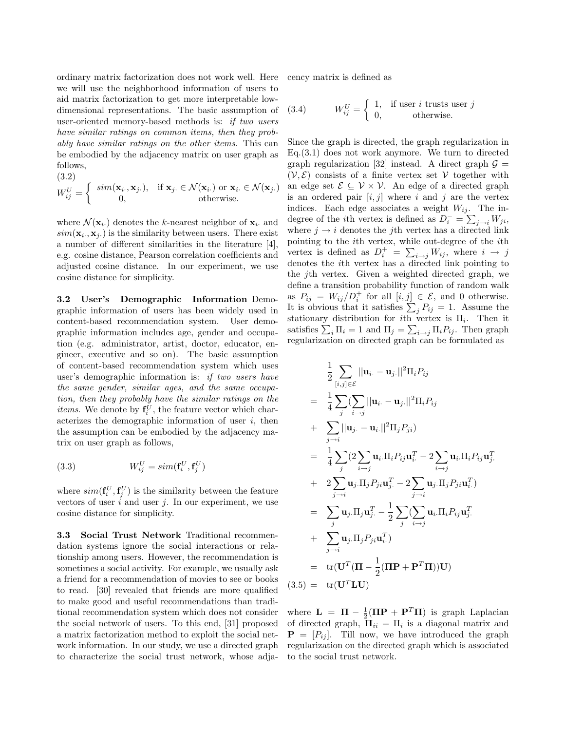ordinary matrix factorization does not work well. Here we will use the neighborhood information of users to aid matrix factorization to get more interpretable low-dimensional representations. The basic assumption of user-oriented memory-based methods is: *if two users have similar ratings on common items, then they probably have similar ratings on the other items*. This can be embodied by the adjacency matrix on user graph as follows,

$$W_{ij}^U = \begin{cases} sim(\mathbf{x}_{i\cdot}, \mathbf{x}_{j\cdot}), & \text{if } \mathbf{x}_{j\cdot} \in \mathcal{N}(\mathbf{x}_{i\cdot}) \text{ or } \mathbf{x}_{i\cdot} \in \mathcal{N}(\mathbf{x}_{j\cdot}) \\ 0, & \text{otherwise.} \end{cases} \quad (3.2)$$

where $\mathcal{N}(\mathbf{x}_{i\cdot})$ denotes the $k$-nearest neighbor of $\mathbf{x}_{i\cdot}$ and $sim(\mathbf{x}_{i\cdot}, \mathbf{x}_{j\cdot})$ is the similarity between users. There exist a number of different similarities in the literature [4], e.g. cosine distance, Pearson correlation coefficients and adjusted cosine distance. In our experiment, we use cosine distance for simplicity.

**3.2 User's Demographic Information** Demographic information of users has been widely used in content-based recommendation system. User demographic information includes age, gender and occupation (e.g. administrator, artist, doctor, educator, engineer, executive and so on). The basic assumption of content-based recommendation system which uses user's demographic information is: *if two users have the same gender, similar ages, and the same occupation, then they probably have the similar ratings on the items*. We denote by $\mathbf{f}_i^U$, the feature vector which characterizes the demographic information of user $i$, then the assumption can be embodied by the adjacency matrix on user graph as follows,

$$W_{ij}^U = sim(\mathbf{f}_i^U, \mathbf{f}_j^U) \quad (3.3)$$

where $sim(\mathbf{f}_i^U, \mathbf{f}_j^U)$ is the similarity between the feature vectors of user $i$ and user $j$. In our experiment, we use cosine distance for simplicity.

**3.3 Social Trust Network** Traditional recommendation systems ignore the social interactions or relationship among users. However, the recommendation is sometimes a social activity. For example, we usually ask a friend for a recommendation of movies to see or books to read. [30] revealed that friends are more qualified to make good and useful recommendations than traditional recommendation system which does not consider the social network of users. To this end, [31] proposed a matrix factorization method to exploit the social network information. In our study, we use a directed graph to characterize the social trust network, whose adjacency matrix is defined as

$$W_{ij}^U = \begin{cases} 1, & \text{if user } i \text{ trusts user } j \\ 0, & \text{otherwise.} \end{cases} \quad (3.4)$$

Since the graph is directed, the graph regularization in Eq.(3.1) does not work anymore. We turn to directed graph regularization [32] instead. A direct graph $\mathcal{G} = (\mathcal{V}, \mathcal{E})$ consists of a finite vertex set $\mathcal{V}$ together with an edge set $\mathcal{E} \subseteq \mathcal{V} \times \mathcal{V}$. An edge of a directed graph is an ordered pair $[i, j]$ where $i$ and $j$ are the vertex indices. Each edge associates a weight $W_{ij}$. The in-degree of the $i$th vertex is defined as $D_i^- = \sum_{j \to i} W_{ji}$, where $j \to i$ denotes the $j$th vertex has a directed link pointing to the $i$th vertex, while out-degree of the $i$th vertex is defined as $D_i^+ = \sum_{i \to j} W_{ij}$, where $i \to j$ denotes the $i$th vertex has a directed link pointing to the $j$th vertex. Given a weighted directed graph, we define a transition probability function of random walk as $P_{ij} = W_{ij}/D_i^+$ for all $[i, j] \in \mathcal{E}$, and 0 otherwise. It is obvious that it satisfies $\sum_j P_{ij} = 1$. Assume the stationary distribution for $i$th vertex is $\Pi_i$. Then it satisfies $\sum_i \Pi_i = 1$ and $\Pi_j = \sum_{i \to j} \Pi_i P_{ij}$. Then graph regularization on directed graph can be formulated as

$$\begin{aligned}
& \frac{1}{2} \sum_{[i,j] \in \mathcal{E}} ||\mathbf{u}_{i\cdot} - \mathbf{u}_{j\cdot}||^2 \Pi_i P_{ij} \\
= \; & \frac{1}{4} \sum_j \Big( \sum_{i \to j} ||\mathbf{u}_{i\cdot} - \mathbf{u}_{j\cdot}||^2 \Pi_i P_{ij} \\
+ \; & \sum_{j \to i} ||\mathbf{u}_{j\cdot} - \mathbf{u}_{i\cdot}||^2 \Pi_j P_{ji} \Big) \\
= \; & \frac{1}{4} \sum_j \Big( 2 \sum_{i \to j} \mathbf{u}_{i\cdot} \Pi_i P_{ij} \mathbf{u}_{i\cdot}^T - 2 \sum_{i \to j} \mathbf{u}_{i\cdot} \Pi_i P_{ij} \mathbf{u}_{j\cdot}^T \\
+ \; & 2 \sum_{j \to i} \mathbf{u}_{j\cdot} \Pi_j P_{ji} \mathbf{u}_{j\cdot}^T - 2 \sum_{j \to i} \mathbf{u}_{j\cdot} \Pi_j P_{ji} \mathbf{u}_{i\cdot}^T \Big) \\
= \; & \sum_j \mathbf{u}_{j\cdot} \Pi_j \mathbf{u}_{j\cdot}^T - \frac{1}{2} \sum_j \Big( \sum_{i \to j} \mathbf{u}_{i\cdot} \Pi_i P_{ij} \mathbf{u}_{j\cdot}^T \\
+ \; & \sum_{j \to i} \mathbf{u}_{j\cdot} \Pi_j P_{ji} \mathbf{u}_{i\cdot}^T \Big) \\
= \; & \mathrm{tr}(\mathbf{U}^T (\mathbf{\Pi} - \frac{1}{2}(\mathbf{\Pi} \mathbf{P} + \mathbf{P}^T \mathbf{\Pi})) \mathbf{U}) \\
= \; & \mathrm{tr}(\mathbf{U}^T \mathbf{L} \mathbf{U}) \quad (3.5)
\end{aligned}$$

where $\mathbf{L} = \mathbf{\Pi} - \frac{1}{2}(\mathbf{\Pi}\mathbf{P} + \mathbf{P}^T\mathbf{\Pi})$ is graph Laplacian of directed graph, $\mathbf{\Pi}_{ii} = \Pi_i$ is a diagonal matrix and $\mathbf{P} = [P_{ij}]$. Till now, we have introduced the graph regularization on the directed graph which is associated to the social trust network.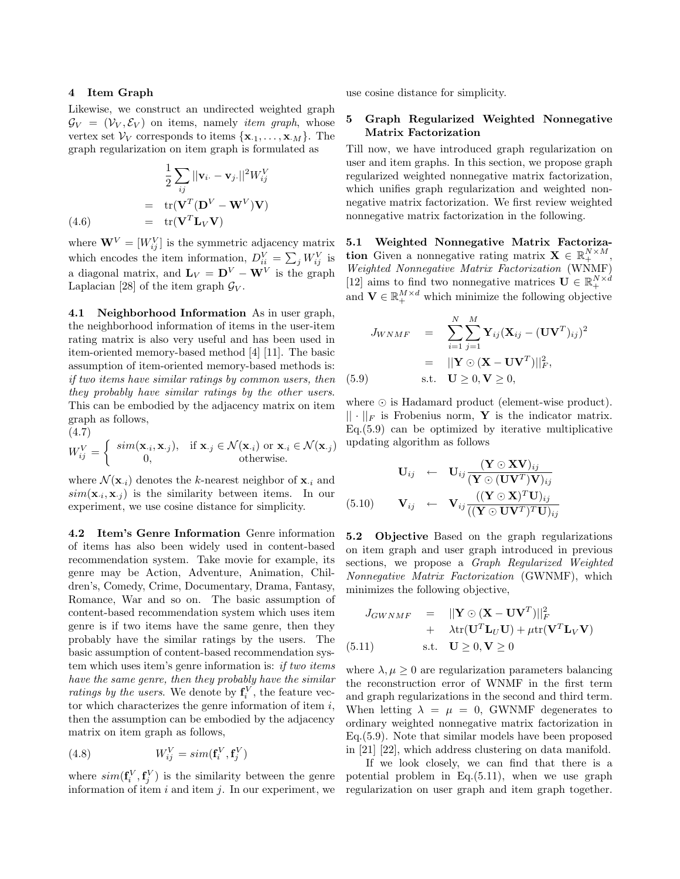## 4 Item Graph

Likewise, we construct an undirected weighted graph $\mathcal{G}_V = (\mathcal{V}_V, \mathcal{E}_V)$ on items, namely *item graph*, whose vertex set $\mathcal{V}_V$ corresponds to items $\{\mathbf{x}_{\cdot 1}, \ldots, \mathbf{x}_{\cdot M}\}$. The graph regularization on item graph is formulated as

$$
\begin{aligned}
& \frac{1}{2}\sum_{ij} ||\mathbf{v}_{i\cdot} - \mathbf{v}_{j\cdot}||^2 W_{ij}^V \\
= \ & \mathrm{tr}(\mathbf{V}^T(\mathbf{D}^V - \mathbf{W}^V)\mathbf{V}) \\
= \ & \mathrm{tr}(\mathbf{V}^T\mathbf{L}_V\mathbf{V})
\end{aligned} \tag{4.6}
$$

where $\mathbf{W}^V = [W_{ij}^V]$ is the symmetric adjacency matrix which encodes the item information, $D_{ii}^V = \sum_j W_{ij}^V$ is a diagonal matrix, and $\mathbf{L}_V = \mathbf{D}^V - \mathbf{W}^V$ is the graph Laplacian [28] of the item graph $\mathcal{G}_V$.

**4.1 Neighborhood Information** As in user graph, the neighborhood information of items in the user-item rating matrix is also very useful and has been used in item-oriented memory-based method [4] [11]. The basic assumption of item-oriented memory-based methods is: *if two items have similar ratings by common users, then they probably have similar ratings by the other users.* This can be embodied by the adjacency matrix on item graph as follows,

$$
W_{ij}^V = \begin{cases} sim(\mathbf{x}_{\cdot i}, \mathbf{x}_{\cdot j}), & \text{if } \mathbf{x}_{\cdot j} \in \mathcal{N}(\mathbf{x}_{\cdot i}) \text{ or } \mathbf{x}_{\cdot i} \in \mathcal{N}(\mathbf{x}_{\cdot j}) \\ 0, & \text{otherwise.} \end{cases} \tag{4.7}
$$

where $\mathcal{N}(\mathbf{x}_{\cdot i})$ denotes the $k$-nearest neighbor of $\mathbf{x}_{\cdot i}$ and $sim(\mathbf{x}_{\cdot i}, \mathbf{x}_{\cdot j})$ is the similarity between items. In our experiment, we use cosine distance for simplicity.

**4.2 Item's Genre Information** Genre information of items has also been widely used in content-based recommendation system. Take movie for example, its genre may be Action, Adventure, Animation, Children's, Comedy, Crime, Documentary, Drama, Fantasy, Romance, War and so on. The basic assumption of content-based recommendation system which uses item genre is if two items have the same genre, then they probably have the similar ratings by the users. The basic assumption of content-based recommendation system which uses item's genre information is: *if two items have the same genre, then they probably have the similar ratings by the users.* We denote by $\mathbf{f}_i^V$, the feature vector which characterizes the genre information of item $i$, then the assumption can be embodied by the adjacency matrix on item graph as follows,

$$
W_{ij}^V = sim(\mathbf{f}_i^V, \mathbf{f}_j^V) \tag{4.8}
$$

where $sim(\mathbf{f}_i^V, \mathbf{f}_j^V)$ is the similarity between the genre information of item $i$ and item $j$. In our experiment, we use cosine distance for simplicity.

## 5 Graph Regularized Weighted Nonnegative Matrix Factorization

Till now, we have introduced graph regularization on user and item graphs. In this section, we propose graph regularized weighted nonnegative matrix factorization, which unifies graph regularization and weighted nonnegative matrix factorization. We first review weighted nonnegative matrix factorization in the following.

**5.1 Weighted Nonnegative Matrix Factorization** Given a nonnegative rating matrix $\mathbf{X} \in \mathbb{R}_+^{N\times M}$, *Weighted Nonnegative Matrix Factorization* (WNMF) [12] aims to find two nonnegative matrices $\mathbf{U} \in \mathbb{R}_+^{N\times d}$ and $\mathbf{V} \in \mathbb{R}_+^{M\times d}$ which minimize the following objective

$$
\begin{aligned}
J_{WNMF} \ &= \ \sum_{i=1}^{N}\sum_{j=1}^{M} \mathbf{Y}_{ij}(\mathbf{X}_{ij} - (\mathbf{U}\mathbf{V}^T)_{ij})^2 \\
&= \ ||\mathbf{Y} \odot (\mathbf{X} - \mathbf{U}\mathbf{V}^T)||_F^2, \\
&\text{s.t.} \quad \mathbf{U} \geq 0, \mathbf{V} \geq 0,
\end{aligned} \tag{5.9}
$$

where $\odot$ is Hadamard product (element-wise product). $||\cdot||_F$ is Frobenius norm, $\mathbf{Y}$ is the indicator matrix. Eq.(5.9) can be optimized by iterative multiplicative updating algorithm as follows

$$
\begin{aligned}
\mathbf{U}_{ij} \ &\leftarrow \ \mathbf{U}_{ij}\frac{(\mathbf{Y}\odot\mathbf{X}\mathbf{V})_{ij}}{(\mathbf{Y}\odot(\mathbf{U}\mathbf{V}^T)\mathbf{V})_{ij}} \\
\mathbf{V}_{ij} \ &\leftarrow \ \mathbf{V}_{ij}\frac{((\mathbf{Y}\odot\mathbf{X})^T\mathbf{U})_{ij}}{((\mathbf{Y}\odot\mathbf{U}\mathbf{V}^T)^T\mathbf{U})_{ij}}
\end{aligned} \tag{5.10}
$$

**5.2 Objective** Based on the graph regularizations on item graph and user graph introduced in previous sections, we propose a *Graph Regularized Weighted Nonnegative Matrix Factorization* (GWNMF), which minimizes the following objective,

$$
\begin{aligned}
J_{GWNMF} \ &= \ ||\mathbf{Y}\odot(\mathbf{X} - \mathbf{U}\mathbf{V}^T)||_F^2 \\
&+ \ \lambda\mathrm{tr}(\mathbf{U}^T\mathbf{L}_U\mathbf{U}) + \mu\mathrm{tr}(\mathbf{V}^T\mathbf{L}_V\mathbf{V}) \\
&\text{s.t.} \quad \mathbf{U} \geq 0, \mathbf{V} \geq 0
\end{aligned} \tag{5.11}
$$

where $\lambda, \mu \geq 0$ are regularization parameters balancing the reconstruction error of WNMF in the first term and graph regularizations in the second and third term. When letting $\lambda = \mu = 0$, GWNMF degenerates to ordinary weighted nonnegative matrix factorization in Eq.(5.9). Note that similar models have been proposed in [21] [22], which address clustering on data manifold.

If we look closely, we can find that there is a potential problem in Eq.(5.11), when we use graph regularization on user graph and item graph together.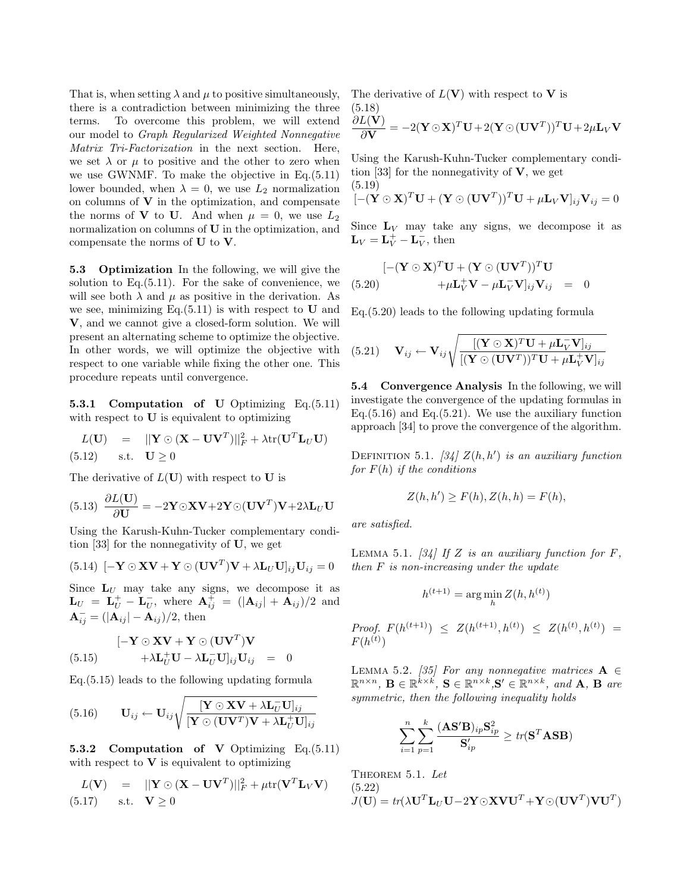That is, when setting $\lambda$ and $\mu$ to positive simultaneously, there is a contradiction between minimizing the three terms. To overcome this problem, we will extend our model to *Graph Regularized Weighted Nonnegative Matrix Tri-Factorization* in the next section. Here, we set $\lambda$ or $\mu$ to positive and the other to zero when we use GWNMF. To make the objective in Eq.(5.11) lower bounded, when $\lambda = 0$, we use $L_2$ normalization on columns of $\mathbf{V}$ in the optimization, and compensate the norms of $\mathbf{V}$ to $\mathbf{U}$. And when $\mu = 0$, we use $L_2$ normalization on columns of $\mathbf{U}$ in the optimization, and compensate the norms of $\mathbf{U}$ to $\mathbf{V}$.

**5.3 Optimization** In the following, we will give the solution to Eq.(5.11). For the sake of convenience, we will see both $\lambda$ and $\mu$ as positive in the derivation. As we see, minimizing Eq.(5.11) is with respect to $\mathbf{U}$ and $\mathbf{V}$, and we cannot give a closed-form solution. We will present an alternating scheme to optimize the objective. In other words, we will optimize the objective with respect to one variable while fixing the other one. This procedure repeats until convergence.

**5.3.1 Computation of U** Optimizing Eq.(5.11) with respect to $\mathbf{U}$ is equivalent to optimizing

$$L(\mathbf{U}) = ||\mathbf{Y} \odot (\mathbf{X} - \mathbf{U}\mathbf{V}^T)||_F^2 + \lambda \text{tr}(\mathbf{U}^T \mathbf{L}_U \mathbf{U}) \quad \text{s.t.} \quad \mathbf{U} \geq 0 \tag{5.12}$$

The derivative of $L(\mathbf{U})$ with respect to $\mathbf{U}$ is

$$\frac{\partial L(\mathbf{U})}{\partial \mathbf{U}} = -2\mathbf{Y} \odot \mathbf{X}\mathbf{V} + 2\mathbf{Y} \odot (\mathbf{U}\mathbf{V}^T)\mathbf{V} + 2\lambda \mathbf{L}_U \mathbf{U} \tag{5.13}$$

Using the Karush-Kuhn-Tucker complementary condition [33] for the nonnegativity of $\mathbf{U}$, we get

$$[-\mathbf{Y} \odot \mathbf{X}\mathbf{V} + \mathbf{Y} \odot (\mathbf{U}\mathbf{V}^T)\mathbf{V} + \lambda \mathbf{L}_U \mathbf{U}]_{ij} \mathbf{U}_{ij} = 0 \tag{5.14}$$

Since $\mathbf{L}_U$ may take any signs, we decompose it as $\mathbf{L}_U = \mathbf{L}_U^+ - \mathbf{L}_U^-$, where $\mathbf{A}_{ij}^+ = (|\mathbf{A}_{ij}| + \mathbf{A}_{ij})/2$ and $\mathbf{A}_{ij}^- = (|\mathbf{A}_{ij}| - \mathbf{A}_{ij})/2$, then

$$\begin{aligned}[-\mathbf{Y} \odot \mathbf{X}\mathbf{V} + \mathbf{Y} \odot (\mathbf{U}\mathbf{V}^T)\mathbf{V} \\ + \lambda \mathbf{L}_U^+ \mathbf{U} - \lambda \mathbf{L}_U^- \mathbf{U}]_{ij} \mathbf{U}_{ij} &= 0\end{aligned} \tag{5.15}$$

Eq.(5.15) leads to the following updating formula

$$\mathbf{U}_{ij} \leftarrow \mathbf{U}_{ij} \sqrt{\frac{[\mathbf{Y} \odot \mathbf{X}\mathbf{V} + \lambda \mathbf{L}_U^- \mathbf{U}]_{ij}}{[\mathbf{Y} \odot (\mathbf{U}\mathbf{V}^T)\mathbf{V} + \lambda \mathbf{L}_U^+ \mathbf{U}]_{ij}}} \tag{5.16}$$

**5.3.2 Computation of V** Optimizing Eq.(5.11) with respect to $\mathbf{V}$ is equivalent to optimizing

$$L(\mathbf{V}) = ||\mathbf{Y} \odot (\mathbf{X} - \mathbf{U}\mathbf{V}^T)||_F^2 + \mu \text{tr}(\mathbf{V}^T \mathbf{L}_V \mathbf{V}) \quad \text{s.t.} \quad \mathbf{V} \geq 0 \tag{5.17}$$

The derivative of $L(\mathbf{V})$ with respect to $\mathbf{V}$ is

$$\frac{\partial L(\mathbf{V})}{\partial \mathbf{V}} = -2(\mathbf{Y} \odot \mathbf{X})^T \mathbf{U} + 2(\mathbf{Y} \odot (\mathbf{U}\mathbf{V}^T))^T \mathbf{U} + 2\mu \mathbf{L}_V \mathbf{V} \tag{5.18}$$

Using the Karush-Kuhn-Tucker complementary condition [33] for the nonnegativity of $\mathbf{V}$, we get

$$[-(\mathbf{Y} \odot \mathbf{X})^T \mathbf{U} + (\mathbf{Y} \odot (\mathbf{U}\mathbf{V}^T))^T \mathbf{U} + \mu \mathbf{L}_V \mathbf{V}]_{ij} \mathbf{V}_{ij} = 0 \tag{5.19}$$

Since $\mathbf{L}_V$ may take any signs, we decompose it as $\mathbf{L}_V = \mathbf{L}_V^+ - \mathbf{L}_V^-$, then

$$\begin{aligned}[-(\mathbf{Y} \odot \mathbf{X})^T \mathbf{U} + (\mathbf{Y} \odot (\mathbf{U}\mathbf{V}^T))^T \mathbf{U} \\ + \mu \mathbf{L}_V^+ \mathbf{V} - \mu \mathbf{L}_V^- \mathbf{V}]_{ij} \mathbf{V}_{ij} &= 0\end{aligned} \tag{5.20}$$

Eq.(5.20) leads to the following updating formula

$$\mathbf{V}_{ij} \leftarrow \mathbf{V}_{ij} \sqrt{\frac{[(\mathbf{Y} \odot \mathbf{X})^T \mathbf{U} + \mu \mathbf{L}_V^- \mathbf{V}]_{ij}}{[(\mathbf{Y} \odot (\mathbf{U}\mathbf{V}^T))^T \mathbf{U} + \mu \mathbf{L}_V^+ \mathbf{V}]_{ij}}} \tag{5.21}$$

**5.4 Convergence Analysis** In the following, we will investigate the convergence of the updating formulas in Eq.(5.16) and Eq.(5.21). We use the auxiliary function approach [34] to prove the convergence of the algorithm.

DEFINITION 5.1. *[34] $Z(h, h')$ is an auxiliary function for $F(h)$ if the conditions*

$$Z(h, h') \geq F(h), Z(h, h) = F(h),$$

*are satisfied.*

LEMMA 5.1. *[34] If $Z$ is an auxiliary function for $F$, then $F$ is non-increasing under the update*

$$h^{(t+1)} = \arg\min_h Z(h, h^{(t)})$$

*Proof.* $F(h^{(t+1)}) \leq Z(h^{(t+1)}, h^{(t)}) \leq Z(h^{(t)}, h^{(t)}) = F(h^{(t)})$

LEMMA 5.2. *[35] For any nonnegative matrices $\mathbf{A} \in \mathbb{R}^{n \times n}$, $\mathbf{B} \in \mathbb{R}^{k \times k}$, $\mathbf{S} \in \mathbb{R}^{n \times k}$, $\mathbf{S}' \in \mathbb{R}^{n \times k}$, and $\mathbf{A}$, $\mathbf{B}$ are symmetric, then the following inequality holds*

$$\sum_{i=1}^{n} \sum_{p=1}^{k} \frac{(\mathbf{A}\mathbf{S}'\mathbf{B})_{ip} \mathbf{S}_{ip}^2}{\mathbf{S}'_{ip}} \geq tr(\mathbf{S}^T \mathbf{A}\mathbf{S}\mathbf{B})$$

THEOREM 5.1. *Let*

$$J(\mathbf{U}) = tr(\lambda \mathbf{U}^T \mathbf{L}_U \mathbf{U} - 2\mathbf{Y} \odot \mathbf{X}\mathbf{V}\mathbf{U}^T + \mathbf{Y} \odot (\mathbf{U}\mathbf{V}^T)\mathbf{V}\mathbf{U}^T) \tag{5.22}$$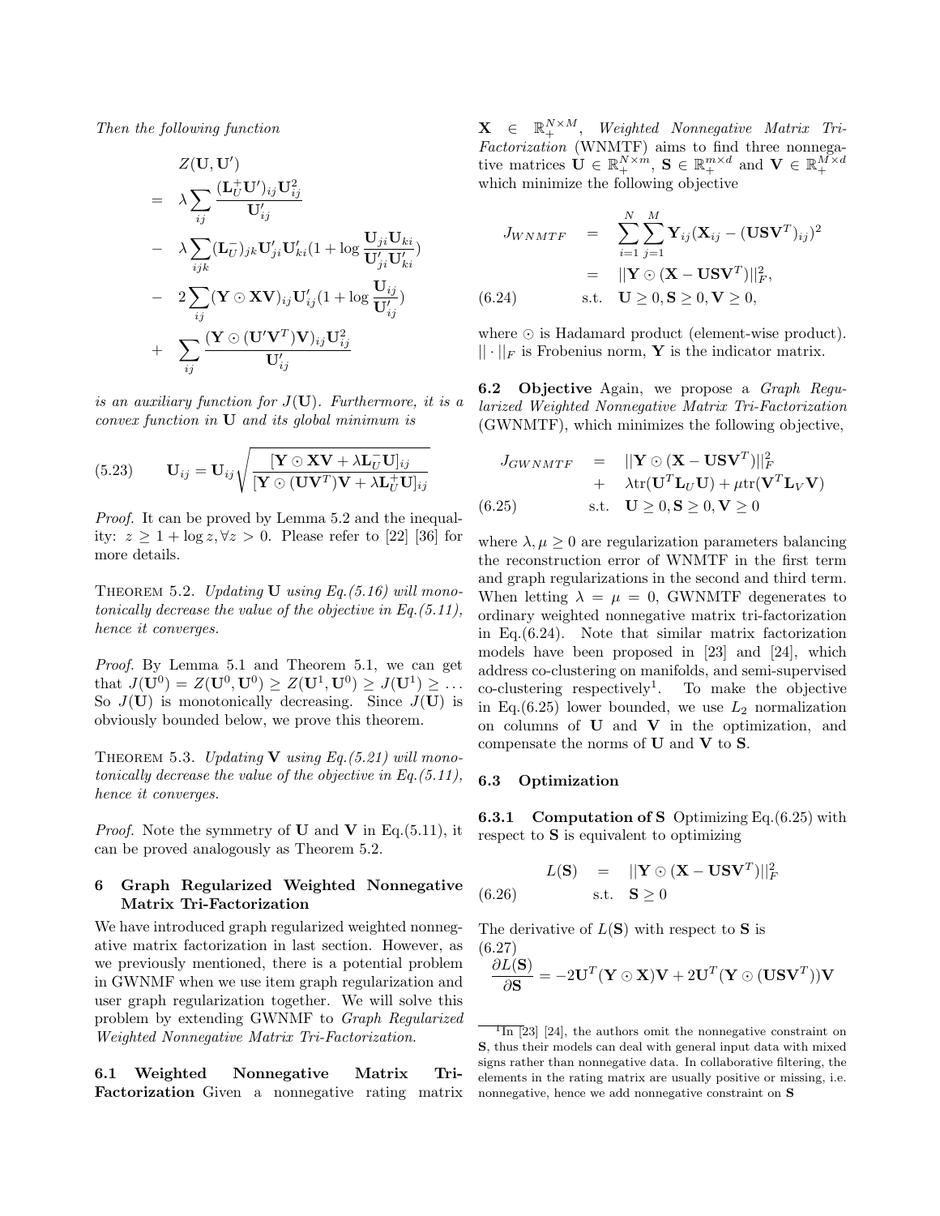*Then the following function*

$$
\begin{aligned}
& Z(\mathbf{U}, \mathbf{U}') \\
= \quad & \lambda \sum_{ij} \frac{(\mathbf{L}_U^+ \mathbf{U}')_{ij} \mathbf{U}_{ij}^2}{\mathbf{U}'_{ij}} \\
- \quad & \lambda \sum_{ijk} (\mathbf{L}_U^-)_{jk} \mathbf{U}'_{ji} \mathbf{U}'_{ki} (1 + \log \frac{\mathbf{U}_{ji} \mathbf{U}_{ki}}{\mathbf{U}'_{ji} \mathbf{U}'_{ki}}) \\
- \quad & 2 \sum_{ij} (\mathbf{Y} \odot \mathbf{X} \mathbf{V})_{ij} \mathbf{U}'_{ij} (1 + \log \frac{\mathbf{U}_{ij}}{\mathbf{U}'_{ij}}) \\
+ \quad & \sum_{ij} \frac{(\mathbf{Y} \odot (\mathbf{U}' \mathbf{V}^T) \mathbf{V})_{ij} \mathbf{U}_{ij}^2}{\mathbf{U}'_{ij}}
\end{aligned}
$$

*is an auxiliary function for $J(\mathbf{U})$. Furthermore, it is a convex function in $\mathbf{U}$ and its global minimum is*

$$
\mathbf{U}_{ij} = \mathbf{U}_{ij} \sqrt{\frac{[\mathbf{Y} \odot \mathbf{X} \mathbf{V} + \lambda \mathbf{L}_U^- \mathbf{U}]_{ij}}{[\mathbf{Y} \odot (\mathbf{U} \mathbf{V}^T) \mathbf{V} + \lambda \mathbf{L}_U^+ \mathbf{U}]_{ij}}} \tag{5.23}
$$

*Proof.* It can be proved by Lemma 5.2 and the inequality: $z \geq 1 + \log z, \forall z > 0$. Please refer to [22] [36] for more details.

Theorem 5.2. *Updating $\mathbf{U}$ using Eq.(5.16) will monotonically decrease the value of the objective in Eq.(5.11), hence it converges.*

*Proof.* By Lemma 5.1 and Theorem 5.1, we can get that $J(\mathbf{U}^0) = Z(\mathbf{U}^0, \mathbf{U}^0) \geq Z(\mathbf{U}^1, \mathbf{U}^0) \geq J(\mathbf{U}^1) \geq \dots$ So $J(\mathbf{U})$ is monotonically decreasing. Since $J(\mathbf{U})$ is obviously bounded below, we prove this theorem.

Theorem 5.3. *Updating $\mathbf{V}$ using Eq.(5.21) will monotonically decrease the value of the objective in Eq.(5.11), hence it converges.*

*Proof.* Note the symmetry of $\mathbf{U}$ and $\mathbf{V}$ in Eq.(5.11), it can be proved analogously as Theorem 5.2.

## 6 Graph Regularized Weighted Nonnegative Matrix Tri-Factorization

We have introduced graph regularized weighted nonnegative matrix factorization in last section. However, as we previously mentioned, there is a potential problem in GWNMF when we use item graph regularization and user graph regularization together. We will solve this problem by extending GWNMF to *Graph Regularized Weighted Nonnegative Matrix Tri-Factorization*.

**6.1 Weighted Nonnegative Matrix Tri-Factorization** Given a nonnegative rating matrix $\mathbf{X} \in \mathbb{R}_+^{N \times M}$, *Weighted Nonnegative Matrix Tri-Factorization* (WNMTF) aims to find three nonnegative matrices $\mathbf{U} \in \mathbb{R}_+^{N \times m}$, $\mathbf{S} \in \mathbb{R}_+^{m \times d}$ and $\mathbf{V} \in \mathbb{R}_+^{M \times d}$ which minimize the following objective

$$
\begin{aligned}
J_{WNMTF} &= \sum_{i=1}^{N} \sum_{j=1}^{M} \mathbf{Y}_{ij} (\mathbf{X}_{ij} - (\mathbf{U} \mathbf{S} \mathbf{V}^T)_{ij})^2 \\
&= ||\mathbf{Y} \odot (\mathbf{X} - \mathbf{U} \mathbf{S} \mathbf{V}^T)||_F^2, \\
& \quad \text{s.t.} \quad \mathbf{U} \geq 0, \mathbf{S} \geq 0, \mathbf{V} \geq 0,
\end{aligned} \tag{6.24}
$$

where $\odot$ is Hadamard product (element-wise product). $||\cdot||_F$ is Frobenius norm, $\mathbf{Y}$ is the indicator matrix.

**6.2 Objective** Again, we propose a *Graph Regularized Weighted Nonnegative Matrix Tri-Factorization* (GWNMTF), which minimizes the following objective,

$$
\begin{aligned}
J_{GWNMTF} &= ||\mathbf{Y} \odot (\mathbf{X} - \mathbf{U} \mathbf{S} \mathbf{V}^T)||_F^2 \\
&+ \lambda \mathrm{tr}(\mathbf{U}^T \mathbf{L}_U \mathbf{U}) + \mu \mathrm{tr}(\mathbf{V}^T \mathbf{L}_V \mathbf{V}) \\
& \quad \text{s.t.} \quad \mathbf{U} \geq 0, \mathbf{S} \geq 0, \mathbf{V} \geq 0
\end{aligned} \tag{6.25}
$$

where $\lambda, \mu \geq 0$ are regularization parameters balancing the reconstruction error of WNMTF in the first term and graph regularizations in the second and third term. When letting $\lambda = \mu = 0$, GWNMTF degenerates to ordinary weighted nonnegative matrix tri-factorization in Eq.(6.24). Note that similar matrix factorization models have been proposed in [23] and [24], which address co-clustering on manifolds, and semi-supervised co-clustering respectively[1]. To make the objective in Eq.(6.25) lower bounded, we use $L_2$ normalization on columns of $\mathbf{U}$ and $\mathbf{V}$ in the optimization, and compensate the norms of $\mathbf{U}$ and $\mathbf{V}$ to $\mathbf{S}$.

### 6.3 Optimization

**6.3.1 Computation of S** Optimizing Eq.(6.25) with respect to $\mathbf{S}$ is equivalent to optimizing

$$
\begin{aligned}
L(\mathbf{S}) &= ||\mathbf{Y} \odot (\mathbf{X} - \mathbf{U} \mathbf{S} \mathbf{V}^T)||_F^2 \\
& \quad \text{s.t.} \quad \mathbf{S} \geq 0
\end{aligned} \tag{6.26}
$$

The derivative of $L(\mathbf{S})$ with respect to $\mathbf{S}$ is

$$
\frac{\partial L(\mathbf{S})}{\partial \mathbf{S}} = -2 \mathbf{U}^T (\mathbf{Y} \odot \mathbf{X}) \mathbf{V} + 2 \mathbf{U}^T (\mathbf{Y} \odot (\mathbf{U} \mathbf{S} \mathbf{V}^T)) \mathbf{V} \tag{6.27}
$$

[1] In [23] [24], the authors omit the nonnegative constraint on $\mathbf{S}$, thus their models can deal with general input data with mixed signs rather than nonnegative data. In collaborative filtering, the elements in the rating matrix are usually positive or missing, i.e. nonnegative, hence we add nonnegative constraint on $\mathbf{S}$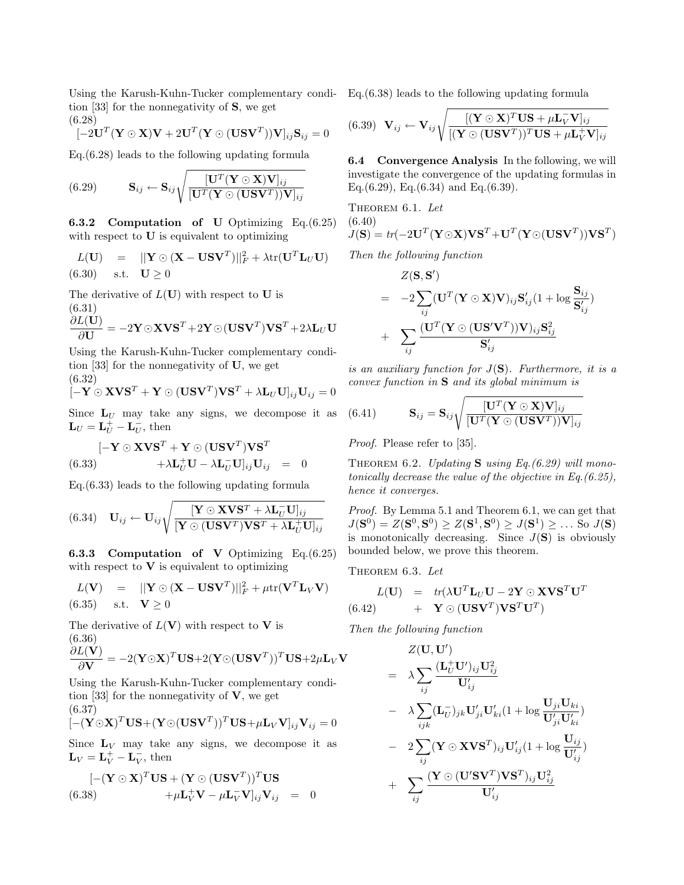Using the Karush-Kuhn-Tucker complementary condition [33] for the nonnegativity of $\mathbf{S}$, we get

$$[-2\mathbf{U}^T(\mathbf{Y} \odot \mathbf{X})\mathbf{V} + 2\mathbf{U}^T(\mathbf{Y} \odot (\mathbf{USV}^T))\mathbf{V}]_{ij}\mathbf{S}_{ij} = 0 \tag{6.28}$$

Eq.(6.28) leads to the following updating formula

$$\mathbf{S}_{ij} \leftarrow \mathbf{S}_{ij}\sqrt{\frac{[\mathbf{U}^T(\mathbf{Y} \odot \mathbf{X})\mathbf{V}]_{ij}}{[\mathbf{U}^T(\mathbf{Y} \odot (\mathbf{USV}^T))\mathbf{V}]_{ij}}} \tag{6.29}$$

**6.3.2 Computation of U** Optimizing Eq.(6.25) with respect to $\mathbf{U}$ is equivalent to optimizing

$$\begin{aligned} L(\mathbf{U}) &= \|\mathbf{Y} \odot (\mathbf{X} - \mathbf{USV}^T)\|_F^2 + \lambda \text{tr}(\mathbf{U}^T\mathbf{L}_U\mathbf{U}) \\ \text{s.t.} &\quad \mathbf{U} \geq 0 \end{aligned} \tag{6.30}$$

The derivative of $L(\mathbf{U})$ with respect to $\mathbf{U}$ is

$$\frac{\partial L(\mathbf{U})}{\partial \mathbf{U}} = -2\mathbf{Y} \odot \mathbf{XVS}^T + 2\mathbf{Y} \odot (\mathbf{USV}^T)\mathbf{VS}^T + 2\lambda\mathbf{L}_U\mathbf{U} \tag{6.31}$$

Using the Karush-Kuhn-Tucker complementary condition [33] for the nonnegativity of $\mathbf{U}$, we get

$$[-\mathbf{Y} \odot \mathbf{XVS}^T + \mathbf{Y} \odot (\mathbf{USV}^T)\mathbf{VS}^T + \lambda\mathbf{L}_U\mathbf{U}]_{ij}\mathbf{U}_{ij} = 0 \tag{6.32}$$

Since $\mathbf{L}_U$ may take any signs, we decompose it as $\mathbf{L}_U = \mathbf{L}_U^+ - \mathbf{L}_U^-$, then

$$\begin{aligned} [-\mathbf{Y} \odot \mathbf{XVS}^T + \mathbf{Y} \odot (\mathbf{USV}^T)\mathbf{VS}^T & \\ + \lambda\mathbf{L}_U^+\mathbf{U} - \lambda\mathbf{L}_U^-\mathbf{U}]_{ij}\mathbf{U}_{ij} &= 0 \end{aligned} \tag{6.33}$$

Eq.(6.33) leads to the following updating formula

$$\mathbf{U}_{ij} \leftarrow \mathbf{U}_{ij}\sqrt{\frac{[\mathbf{Y} \odot \mathbf{XVS}^T + \lambda\mathbf{L}_U^-\mathbf{U}]_{ij}}{[\mathbf{Y} \odot (\mathbf{USV}^T)\mathbf{VS}^T + \lambda\mathbf{L}_U^+\mathbf{U}]_{ij}}} \tag{6.34}$$

**6.3.3 Computation of V** Optimizing Eq.(6.25) with respect to $\mathbf{V}$ is equivalent to optimizing

$$\begin{aligned} L(\mathbf{V}) &= \|\mathbf{Y} \odot (\mathbf{X} - \mathbf{USV}^T)\|_F^2 + \mu \text{tr}(\mathbf{V}^T\mathbf{L}_V\mathbf{V}) \\ \text{s.t.} &\quad \mathbf{V} \geq 0 \end{aligned} \tag{6.35}$$

The derivative of $L(\mathbf{V})$ with respect to $\mathbf{V}$ is

$$\frac{\partial L(\mathbf{V})}{\partial \mathbf{V}} = -2(\mathbf{Y} \odot \mathbf{X})^T\mathbf{US} + 2(\mathbf{Y} \odot (\mathbf{USV}^T))^T\mathbf{US} + 2\mu\mathbf{L}_V\mathbf{V} \tag{6.36}$$

Using the Karush-Kuhn-Tucker complementary condition [33] for the nonnegativity of $\mathbf{V}$, we get

$$[-(\mathbf{Y} \odot \mathbf{X})^T\mathbf{US} + (\mathbf{Y} \odot (\mathbf{USV}^T))^T\mathbf{US} + \mu\mathbf{L}_V\mathbf{V}]_{ij}\mathbf{V}_{ij} = 0 \tag{6.37}$$

Since $\mathbf{L}_V$ may take any signs, we decompose it as $\mathbf{L}_V = \mathbf{L}_V^+ - \mathbf{L}_V^-$, then

$$\begin{aligned} [-(\mathbf{Y} \odot \mathbf{X})^T\mathbf{US} + (\mathbf{Y} \odot (\mathbf{USV}^T))^T\mathbf{US} & \\ + \mu\mathbf{L}_V^+\mathbf{V} - \mu\mathbf{L}_V^-\mathbf{V}]_{ij}\mathbf{V}_{ij} &= 0 \end{aligned} \tag{6.38}$$

Eq.(6.38) leads to the following updating formula

$$\mathbf{V}_{ij} \leftarrow \mathbf{V}_{ij}\sqrt{\frac{[(\mathbf{Y} \odot \mathbf{X})^T\mathbf{US} + \mu\mathbf{L}_V^-\mathbf{V}]_{ij}}{[(\mathbf{Y} \odot (\mathbf{USV}^T))^T\mathbf{US} + \mu\mathbf{L}_V^+\mathbf{V}]_{ij}}} \tag{6.39}$$

**6.4 Convergence Analysis** In the following, we will investigate the convergence of the updating formulas in Eq.(6.29), Eq.(6.34) and Eq.(6.39).

THEOREM 6.1. *Let*

$$J(\mathbf{S}) = tr(-2\mathbf{U}^T(\mathbf{Y} \odot \mathbf{X})\mathbf{VS}^T + \mathbf{U}^T(\mathbf{Y} \odot (\mathbf{USV}^T))\mathbf{VS}^T) \tag{6.40}$$

*Then the following function*

$$\begin{aligned} & Z(\mathbf{S}, \mathbf{S}') \\ = & -2\sum_{ij}(\mathbf{U}^T(\mathbf{Y} \odot \mathbf{X})\mathbf{V})_{ij}\mathbf{S}'_{ij}(1 + \log\frac{\mathbf{S}_{ij}}{\mathbf{S}'_{ij}}) \\ + & \sum_{ij}\frac{(\mathbf{U}^T(\mathbf{Y} \odot (\mathbf{US}'\mathbf{V}^T))\mathbf{V})_{ij}\mathbf{S}_{ij}^2}{\mathbf{S}'_{ij}} \end{aligned}$$

*is an auxiliary function for $J(\mathbf{S})$. Furthermore, it is a convex function in $\mathbf{S}$ and its global minimum is*

$$\mathbf{S}_{ij} = \mathbf{S}_{ij}\sqrt{\frac{[\mathbf{U}^T(\mathbf{Y} \odot \mathbf{X})\mathbf{V}]_{ij}}{[\mathbf{U}^T(\mathbf{Y} \odot (\mathbf{USV}^T))\mathbf{V}]_{ij}}} \tag{6.41}$$

*Proof.* Please refer to [35].

THEOREM 6.2. *Updating $\mathbf{S}$ using Eq.(6.29) will monotonically decrease the value of the objective in Eq.(6.25), hence it converges.*

*Proof.* By Lemma 5.1 and Theorem 6.1, we can get that $J(\mathbf{S}^0) = Z(\mathbf{S}^0, \mathbf{S}^0) \geq Z(\mathbf{S}^1, \mathbf{S}^0) \geq J(\mathbf{S}^1) \geq \ldots$ So $J(\mathbf{S})$ is monotonically decreasing. Since $J(\mathbf{S})$ is obviously bounded below, we prove this theorem.

THEOREM 6.3. *Let*

$$\begin{aligned} L(\mathbf{U}) &= tr(\lambda\mathbf{U}^T\mathbf{L}_U\mathbf{U} - 2\mathbf{Y} \odot \mathbf{XVS}^T\mathbf{U}^T \\ &\quad + \mathbf{Y} \odot (\mathbf{USV}^T)\mathbf{VS}^T\mathbf{U}^T) \end{aligned} \tag{6.42}$$

*Then the following function*

$$\begin{aligned} & Z(\mathbf{U}, \mathbf{U}') \\ = & \lambda\sum_{ij}\frac{(\mathbf{L}_U^+\mathbf{U}')_{ij}\mathbf{U}_{ij}^2}{\mathbf{U}'_{ij}} \\ - & \lambda\sum_{ijk}(\mathbf{L}_U^-)_{jk}\mathbf{U}'_{ji}\mathbf{U}'_{ki}(1 + \log\frac{\mathbf{U}_{ji}\mathbf{U}_{ki}}{\mathbf{U}'_{ji}\mathbf{U}'_{ki}}) \\ - & 2\sum_{ij}(\mathbf{Y} \odot \mathbf{XVS}^T)_{ij}\mathbf{U}'_{ij}(1 + \log\frac{\mathbf{U}_{ij}}{\mathbf{U}'_{ij}}) \\ + & \sum_{ij}\frac{(\mathbf{Y} \odot (\mathbf{U}'\mathbf{SV}^T)\mathbf{VS}^T)_{ij}\mathbf{U}_{ij}^2}{\mathbf{U}'_{ij}} \end{aligned}$$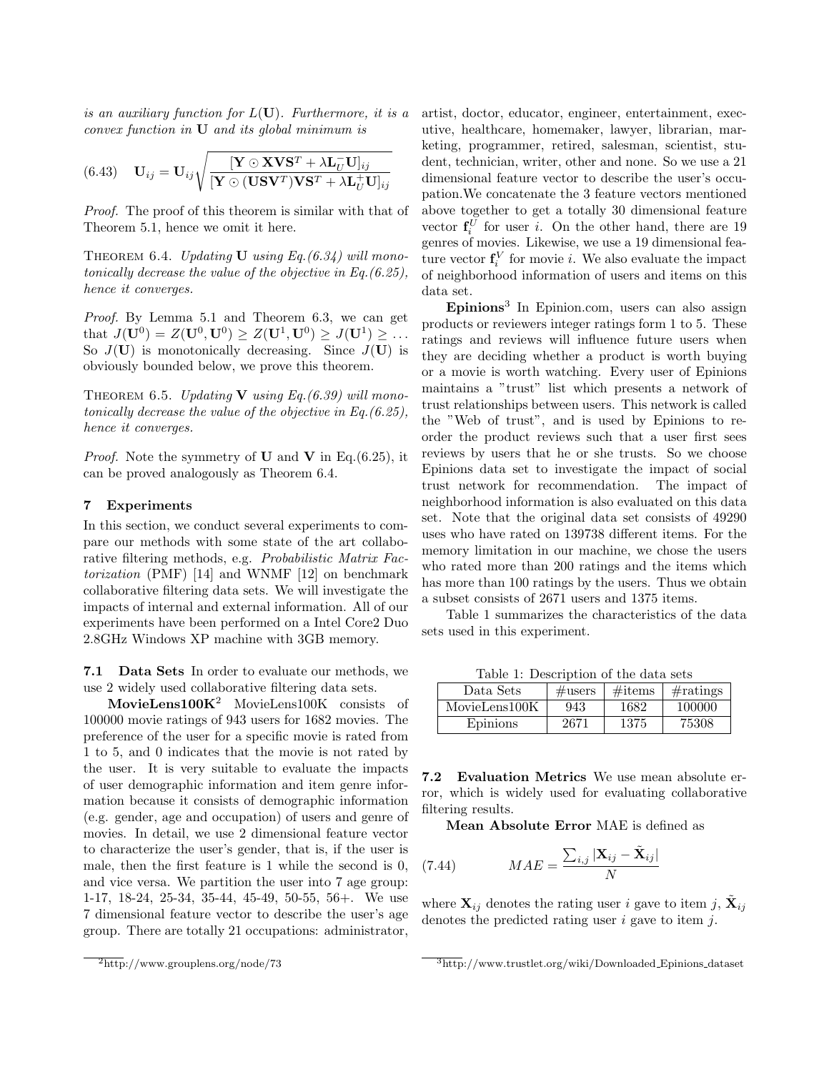*is an auxiliary function for $L(\mathbf{U})$. Furthermore, it is a convex function in* $\mathbf{U}$ *and its global minimum is*

$$\mathbf{U}_{ij} = \mathbf{U}_{ij}\sqrt{\frac{[\mathbf{Y} \odot \mathbf{X}\mathbf{V}\mathbf{S}^T + \lambda \mathbf{L}_U^- \mathbf{U}]_{ij}}{[\mathbf{Y} \odot (\mathbf{U}\mathbf{S}\mathbf{V}^T)\mathbf{V}\mathbf{S}^T + \lambda \mathbf{L}_U^+ \mathbf{U}]_{ij}}} \tag{6.43}$$

*Proof.* The proof of this theorem is similar with that of Theorem 5.1, hence we omit it here.

Theorem 6.4. *Updating* $\mathbf{U}$ *using Eq.(6.34) will monotonically decrease the value of the objective in Eq.(6.25), hence it converges.*

*Proof.* By Lemma 5.1 and Theorem 6.3, we can get that $J(\mathbf{U}^0) = Z(\mathbf{U}^0, \mathbf{U}^0) \geq Z(\mathbf{U}^1, \mathbf{U}^0) \geq J(\mathbf{U}^1) \geq \dots$ So $J(\mathbf{U})$ is monotonically decreasing. Since $J(\mathbf{U})$ is obviously bounded below, we prove this theorem.

Theorem 6.5. *Updating* $\mathbf{V}$ *using Eq.(6.39) will monotonically decrease the value of the objective in Eq.(6.25), hence it converges.*

*Proof.* Note the symmetry of $\mathbf{U}$ and $\mathbf{V}$ in Eq.(6.25), it can be proved analogously as Theorem 6.4.

## 7 Experiments

In this section, we conduct several experiments to compare our methods with some state of the art collaborative filtering methods, e.g. *Probabilistic Matrix Factorization* (PMF) [14] and WNMF [12] on benchmark collaborative filtering data sets. We will investigate the impacts of internal and external information. All of our experiments have been performed on a Intel Core2 Duo 2.8GHz Windows XP machine with 3GB memory.

### 7.1 Data Sets

In order to evaluate our methods, we use 2 widely used collaborative filtering data sets.

**MovieLens100K**[2] MovieLens100K consists of 100000 movie ratings of 943 users for 1682 movies. The preference of the user for a specific movie is rated from 1 to 5, and 0 indicates that the movie is not rated by the user. It is very suitable to evaluate the impacts of user demographic information and item genre information because it consists of demographic information (e.g. gender, age and occupation) of users and genre of movies. In detail, we use 2 dimensional feature vector to characterize the user's gender, that is, if the user is male, then the first feature is 1 while the second is 0, and vice versa. We partition the user into 7 age group: 1-17, 18-24, 25-34, 35-44, 45-49, 50-55, 56+. We use 7 dimensional feature vector to describe the user's age group. There are totally 21 occupations: administrator, artist, doctor, educator, engineer, entertainment, executive, healthcare, homemaker, lawyer, librarian, marketing, programmer, retired, salesman, scientist, student, technician, writer, other and none. So we use a 21 dimensional feature vector to describe the user's occupation.We concatenate the 3 feature vectors mentioned above together to get a totally 30 dimensional feature vector $\mathbf{f}_i^U$ for user $i$. On the other hand, there are 19 genres of movies. Likewise, we use a 19 dimensional feature vector $\mathbf{f}_i^V$ for movie $i$. We also evaluate the impact of neighborhood information of users and items on this data set.

**Epinions**[3] In Epinion.com, users can also assign products or reviewers integer ratings form 1 to 5. These ratings and reviews will influence future users when they are deciding whether a product is worth buying or a movie is worth watching. Every user of Epinions maintains a "trust" list which presents a network of trust relationships between users. This network is called the "Web of trust", and is used by Epinions to reorder the product reviews such that a user first sees reviews by users that he or she trusts. So we choose Epinions data set to investigate the impact of social trust network for recommendation. The impact of neighborhood information is also evaluated on this data set. Note that the original data set consists of 49290 uses who have rated on 139738 different items. For the memory limitation in our machine, we chose the users who rated more than 200 ratings and the items which has more than 100 ratings by the users. Thus we obtain a subset consists of 2671 users and 1375 items.

Table 1 summarizes the characteristics of the data sets used in this experiment.

Table 1: Description of the data sets

| Data Sets | #users | #items | #ratings |
|---|---|---|---|
| MovieLens100K | 943 | 1682 | 100000 |
| Epinions | 2671 | 1375 | 75308 |

### 7.2 Evaluation Metrics

We use mean absolute error, which is widely used for evaluating collaborative filtering results.

**Mean Absolute Error** MAE is defined as

$$MAE = \frac{\sum_{i,j} |\mathbf{X}_{ij} - \tilde{\mathbf{X}}_{ij}|}{N} \tag{7.44}$$

where $\mathbf{X}_{ij}$ denotes the rating user $i$ gave to item $j$, $\tilde{\mathbf{X}}_{ij}$ denotes the predicted rating user $i$ gave to item $j$.

[2] http://www.grouplens.org/node/73

[3] http://www.trustlet.org/wiki/Downloaded_Epinions_dataset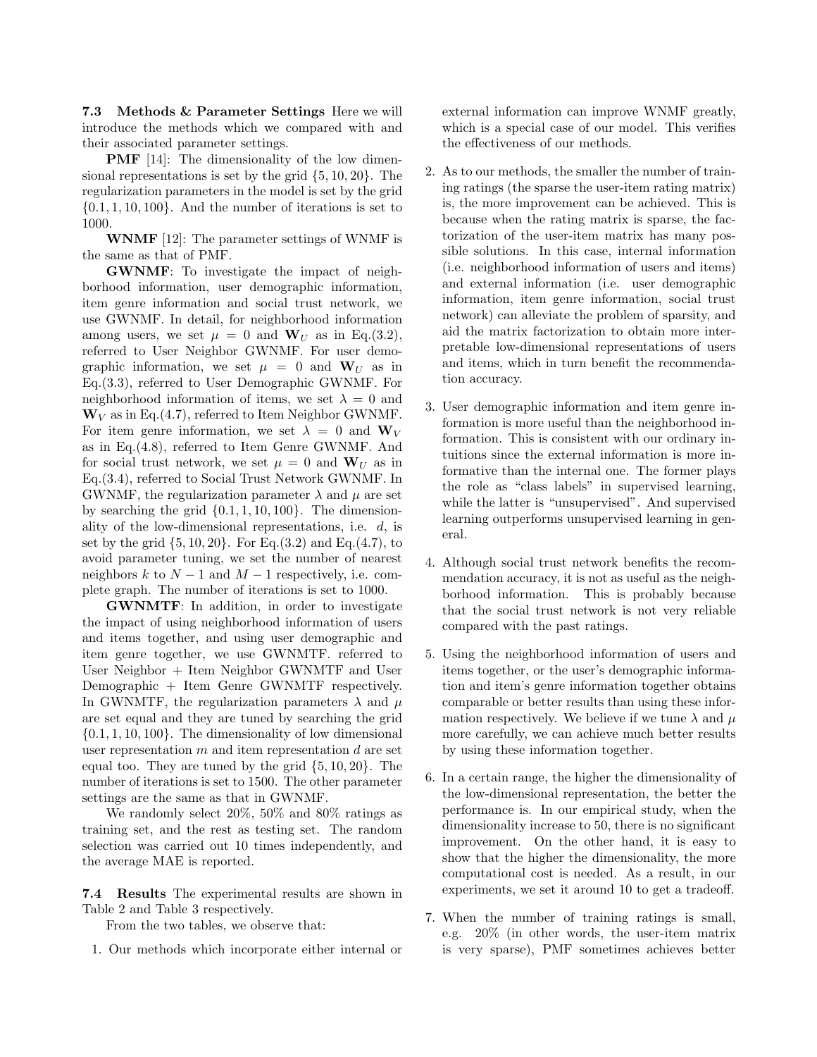**7.3 Methods & Parameter Settings** Here we will introduce the methods which we compared with and their associated parameter settings.

**PMF** [14]: The dimensionality of the low dimensional representations is set by the grid $\{5, 10, 20\}$. The regularization parameters in the model is set by the grid $\{0.1, 1, 10, 100\}$. And the number of iterations is set to 1000.

**WNMF** [12]: The parameter settings of WNMF is the same as that of PMF.

**GWNMF**: To investigate the impact of neighborhood information, user demographic information, item genre information and social trust network, we use GWNMF. In detail, for neighborhood information among users, we set $\mu = 0$ and $\mathbf{W}_U$ as in Eq.(3.2), referred to User Neighbor GWNMF. For user demographic information, we set $\mu = 0$ and $\mathbf{W}_U$ as in Eq.(3.3), referred to User Demographic GWNMF. For neighborhood information of items, we set $\lambda = 0$ and $\mathbf{W}_V$ as in Eq.(4.7), referred to Item Neighbor GWNMF. For item genre information, we set $\lambda = 0$ and $\mathbf{W}_V$ as in Eq.(4.8), referred to Item Genre GWNMF. And for social trust network, we set $\mu = 0$ and $\mathbf{W}_U$ as in Eq.(3.4), referred to Social Trust Network GWNMF. In GWNMF, the regularization parameter $\lambda$ and $\mu$ are set by searching the grid $\{0.1, 1, 10, 100\}$. The dimensionality of the low-dimensional representations, i.e. $d$, is set by the grid $\{5, 10, 20\}$. For Eq.(3.2) and Eq.(4.7), to avoid parameter tuning, we set the number of nearest neighbors $k$ to $N - 1$ and $M - 1$ respectively, i.e. complete graph. The number of iterations is set to 1000.

**GWNMTF**: In addition, in order to investigate the impact of using neighborhood information of users and items together, and using user demographic and item genre together, we use GWNMTF. referred to User Neighbor + Item Neighbor GWNMTF and User Demographic + Item Genre GWNMTF respectively. In GWNMTF, the regularization parameters $\lambda$ and $\mu$ are set equal and they are tuned by searching the grid $\{0.1, 1, 10, 100\}$. The dimensionality of low dimensional user representation $m$ and item representation $d$ are set equal too. They are tuned by the grid $\{5, 10, 20\}$. The number of iterations is set to 1500. The other parameter settings are the same as that in GWNMF.

We randomly select 20%, 50% and 80% ratings as training set, and the rest as testing set. The random selection was carried out 10 times independently, and the average MAE is reported.

**7.4 Results** The experimental results are shown in Table 2 and Table 3 respectively.

From the two tables, we observe that:

1. Our methods which incorporate either internal or external information can improve WNMF greatly, which is a special case of our model. This verifies the effectiveness of our methods.

2. As to our methods, the smaller the number of training ratings (the sparse the user-item rating matrix) is, the more improvement can be achieved. This is because when the rating matrix is sparse, the factorization of the user-item matrix has many possible solutions. In this case, internal information (i.e. neighborhood information of users and items) and external information (i.e. user demographic information, item genre information, social trust network) can alleviate the problem of sparsity, and aid the matrix factorization to obtain more interpretable low-dimensional representations of users and items, which in turn benefit the recommendation accuracy.

3. User demographic information and item genre information is more useful than the neighborhood information. This is consistent with our ordinary intuitions since the external information is more informative than the internal one. The former plays the role as "class labels" in supervised learning, while the latter is "unsupervised". And supervised learning outperforms unsupervised learning in general.

4. Although social trust network benefits the recommendation accuracy, it is not as useful as the neighborhood information. This is probably because that the social trust network is not very reliable compared with the past ratings.

5. Using the neighborhood information of users and items together, or the user's demographic information and item's genre information together obtains comparable or better results than using these information respectively. We believe if we tune $\lambda$ and $\mu$ more carefully, we can achieve much better results by using these information together.

6. In a certain range, the higher the dimensionality of the low-dimensional representation, the better the performance is. In our empirical study, when the dimensionality increase to 50, there is no significant improvement. On the other hand, it is easy to show that the higher the dimensionality, the more computational cost is needed. As a result, in our experiments, we set it around 10 to get a tradeoff.

7. When the number of training ratings is small, e.g. 20% (in other words, the user-item matrix is very sparse), PMF sometimes achieves better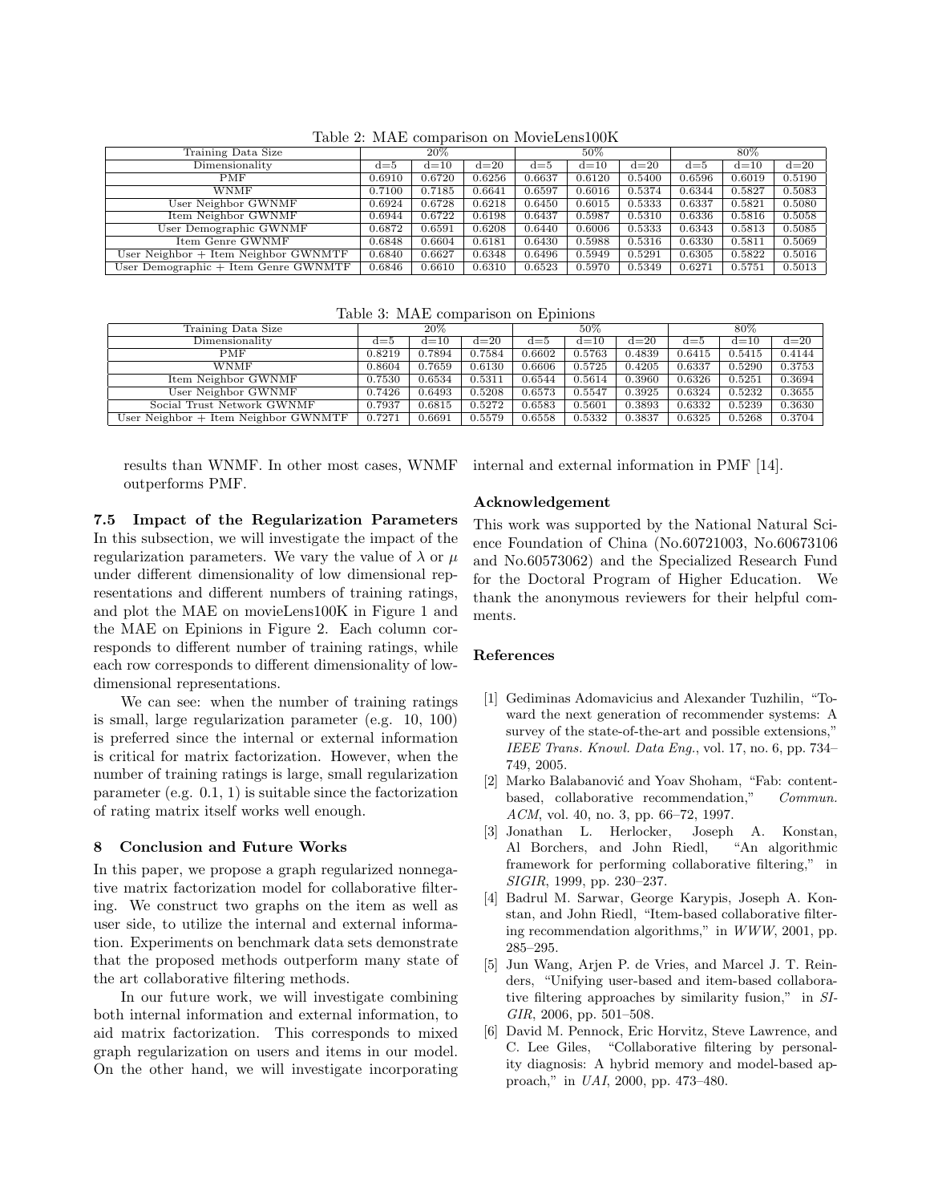Table 2: MAE comparison on MovieLens100K

| Training Data Size | 20% | | | 50% | | | 80% | | |
|---|---|---|---|---|---|---|---|---|---|
| Dimensionality | d=5 | d=10 | d=20 | d=5 | d=10 | d=20 | d=5 | d=10 | d=20 |
| PMF | 0.6910 | 0.6720 | 0.6256 | 0.6637 | 0.6120 | 0.5400 | 0.6596 | 0.6019 | 0.5190 |
| WNMF | 0.7100 | 0.7185 | 0.6641 | 0.6597 | 0.6016 | 0.5374 | 0.6344 | 0.5827 | 0.5083 |
| User Neighbor GWNMF | 0.6924 | 0.6728 | 0.6218 | 0.6450 | 0.6015 | 0.5333 | 0.6337 | 0.5821 | 0.5080 |
| Item Neighbor GWNMF | 0.6944 | 0.6722 | 0.6198 | 0.6437 | 0.5987 | 0.5310 | 0.6336 | 0.5816 | 0.5058 |
| User Demographic GWNMF | 0.6872 | 0.6591 | 0.6208 | 0.6440 | 0.6006 | 0.5333 | 0.6343 | 0.5813 | 0.5085 |
| Item Genre GWNMF | 0.6848 | 0.6604 | 0.6181 | 0.6430 | 0.5988 | 0.5316 | 0.6330 | 0.5811 | 0.5069 |
| User Neighbor + Item Neighbor GWNMTF | 0.6840 | 0.6627 | 0.6348 | 0.6496 | 0.5949 | 0.5291 | 0.6305 | 0.5822 | 0.5016 |
| User Demographic + Item Genre GWNMTF | 0.6846 | 0.6610 | 0.6310 | 0.6523 | 0.5970 | 0.5349 | 0.6271 | 0.5751 | 0.5013 |

Table 3: MAE comparison on Epinions

| Training Data Size | 20% | | | 50% | | | 80% | | |
|---|---|---|---|---|---|---|---|---|---|
| Dimensionality | d=5 | d=10 | d=20 | d=5 | d=10 | d=20 | d=5 | d=10 | d=20 |
| PMF | 0.8219 | 0.7894 | 0.7584 | 0.6602 | 0.5763 | 0.4839 | 0.6415 | 0.5415 | 0.4144 |
| WNMF | 0.8604 | 0.7659 | 0.6130 | 0.6606 | 0.5725 | 0.4205 | 0.6337 | 0.5290 | 0.3753 |
| Item Neighbor GWNMF | 0.7530 | 0.6534 | 0.5311 | 0.6544 | 0.5614 | 0.3960 | 0.6326 | 0.5251 | 0.3694 |
| User Neighbor GWNMF | 0.7426 | 0.6493 | 0.5208 | 0.6573 | 0.5547 | 0.3925 | 0.6324 | 0.5232 | 0.3655 |
| Social Trust Network GWNMF | 0.7937 | 0.6815 | 0.5272 | 0.6583 | 0.5601 | 0.3893 | 0.6332 | 0.5239 | 0.3630 |
| User Neighbor + Item Neighbor GWNMTF | 0.7271 | 0.6691 | 0.5579 | 0.6558 | 0.5332 | 0.3837 | 0.6325 | 0.5268 | 0.3704 |

results than WNMF. In other most cases, WNMF outperforms PMF.

### 7.5 Impact of the Regularization Parameters

In this subsection, we will investigate the impact of the regularization parameters. We vary the value of $\lambda$ or $\mu$ under different dimensionality of low dimensional representations and different numbers of training ratings, and plot the MAE on movieLens100K in Figure 1 and the MAE on Epinions in Figure 2. Each column corresponds to different number of training ratings, while each row corresponds to different dimensionality of low-dimensional representations.

We can see: when the number of training ratings is small, large regularization parameter (e.g. 10, 100) is preferred since the internal or external information is critical for matrix factorization. However, when the number of training ratings is large, small regularization parameter (e.g. 0.1, 1) is suitable since the factorization of rating matrix itself works well enough.

## 8 Conclusion and Future Works

In this paper, we propose a graph regularized nonnegative matrix factorization model for collaborative filtering. We construct two graphs on the item as well as user side, to utilize the internal and external information. Experiments on benchmark data sets demonstrate that the proposed methods outperform many state of the art collaborative filtering methods.

In our future work, we will investigate combining both internal information and external information, to aid matrix factorization. This corresponds to mixed graph regularization on users and items in our model. On the other hand, we will investigate incorporating internal and external information in PMF [14].

### Acknowledgement

This work was supported by the National Natural Science Foundation of China (No.60721003, No.60673106 and No.60573062) and the Specialized Research Fund for the Doctoral Program of Higher Education. We thank the anonymous reviewers for their helpful comments.

### References

[1] Gediminas Adomavicius and Alexander Tuzhilin, "Toward the next generation of recommender systems: A survey of the state-of-the-art and possible extensions," *IEEE Trans. Knowl. Data Eng.*, vol. 17, no. 6, pp. 734–749, 2005.

[2] Marko Balabanović and Yoav Shoham, "Fab: content-based, collaborative recommendation," *Commun. ACM*, vol. 40, no. 3, pp. 66–72, 1997.

[3] Jonathan L. Herlocker, Joseph A. Konstan, Al Borchers, and John Riedl, "An algorithmic framework for performing collaborative filtering," in *SIGIR*, 1999, pp. 230–237.

[4] Badrul M. Sarwar, George Karypis, Joseph A. Konstan, and John Riedl, "Item-based collaborative filtering recommendation algorithms," in *WWW*, 2001, pp. 285–295.

[5] Jun Wang, Arjen P. de Vries, and Marcel J. T. Reinders, "Unifying user-based and item-based collaborative filtering approaches by similarity fusion," in *SIGIR*, 2006, pp. 501–508.

[6] David M. Pennock, Eric Horvitz, Steve Lawrence, and C. Lee Giles, "Collaborative filtering by personality diagnosis: A hybrid memory and model-based approach," in *UAI*, 2000, pp. 473–480.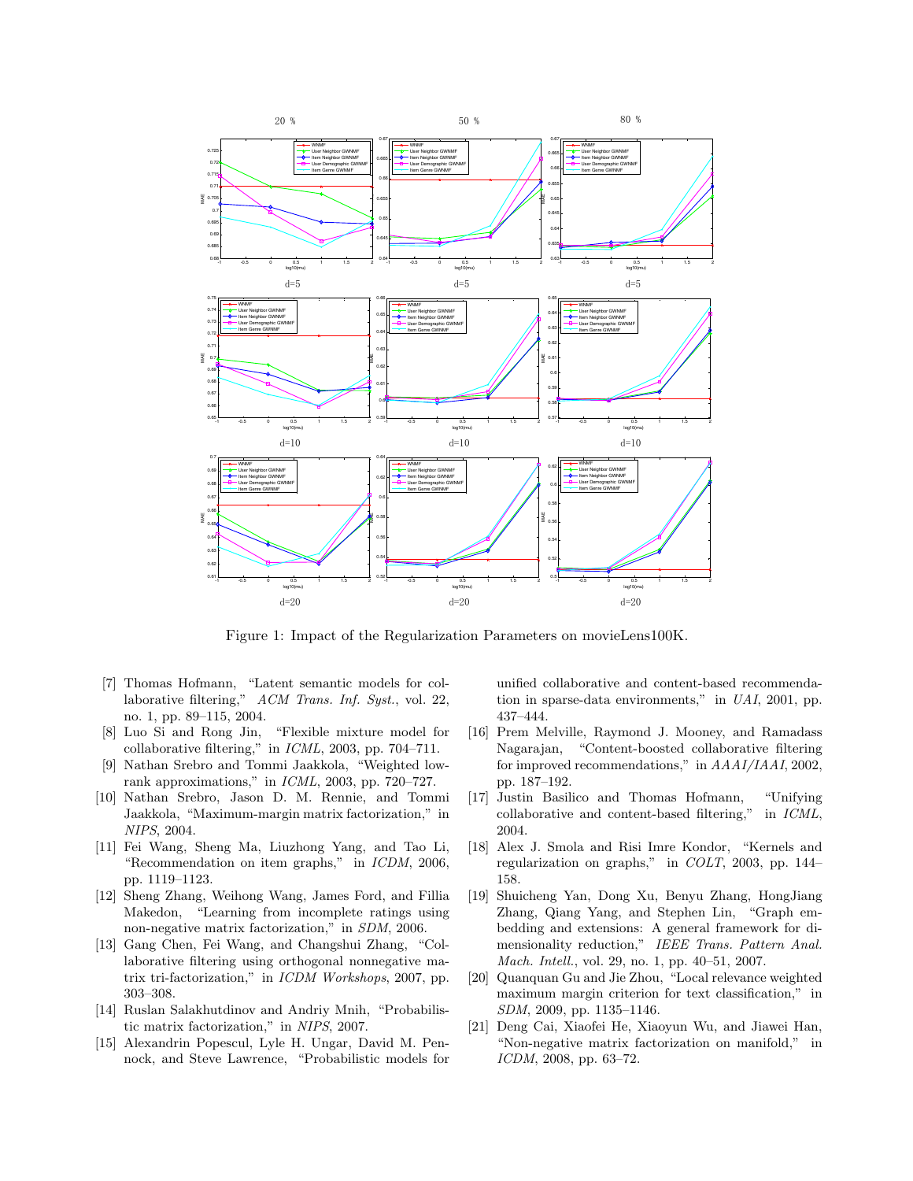Figure 1: Impact of the Regularization Parameters on movieLens100K.

[7] Thomas Hofmann, "Latent semantic models for collaborative filtering," *ACM Trans. Inf. Syst.*, vol. 22, no. 1, pp. 89–115, 2004.

[8] Luo Si and Rong Jin, "Flexible mixture model for collaborative filtering," in *ICML*, 2003, pp. 704–711.

[9] Nathan Srebro and Tommi Jaakkola, "Weighted low-rank approximations," in *ICML*, 2003, pp. 720–727.

[10] Nathan Srebro, Jason D. M. Rennie, and Tommi Jaakkola, "Maximum-margin matrix factorization," in *NIPS*, 2004.

[11] Fei Wang, Sheng Ma, Liuzhong Yang, and Tao Li, "Recommendation on item graphs," in *ICDM*, 2006, pp. 1119–1123.

[12] Sheng Zhang, Weihong Wang, James Ford, and Fillia Makedon, "Learning from incomplete ratings using non-negative matrix factorization," in *SDM*, 2006.

[13] Gang Chen, Fei Wang, and Changshui Zhang, "Collaborative filtering using orthogonal nonnegative matrix tri-factorization," in *ICDM Workshops*, 2007, pp. 303–308.

[14] Ruslan Salakhutdinov and Andriy Mnih, "Probabilistic matrix factorization," in *NIPS*, 2007.

[15] Alexandrin Popescul, Lyle H. Ungar, David M. Pennock, and Steve Lawrence, "Probabilistic models for unified collaborative and content-based recommendation in sparse-data environments," in *UAI*, 2001, pp. 437–444.

[16] Prem Melville, Raymond J. Mooney, and Ramadass Nagarajan, "Content-boosted collaborative filtering for improved recommendations," in *AAAI/IAAI*, 2002, pp. 187–192.

[17] Justin Basilico and Thomas Hofmann, "Unifying collaborative and content-based filtering," in *ICML*, 2004.

[18] Alex J. Smola and Risi Imre Kondor, "Kernels and regularization on graphs," in *COLT*, 2003, pp. 144–158.

[19] Shuicheng Yan, Dong Xu, Benyu Zhang, HongJiang Zhang, Qiang Yang, and Stephen Lin, "Graph embedding and extensions: A general framework for dimensionality reduction," *IEEE Trans. Pattern Anal. Mach. Intell.*, vol. 29, no. 1, pp. 40–51, 2007.

[20] Quanquan Gu and Jie Zhou, "Local relevance weighted maximum margin criterion for text classification," in *SDM*, 2009, pp. 1135–1146.

[21] Deng Cai, Xiaofei He, Xiaoyun Wu, and Jiawei Han, "Non-negative matrix factorization on manifold," in *ICDM*, 2008, pp. 63–72.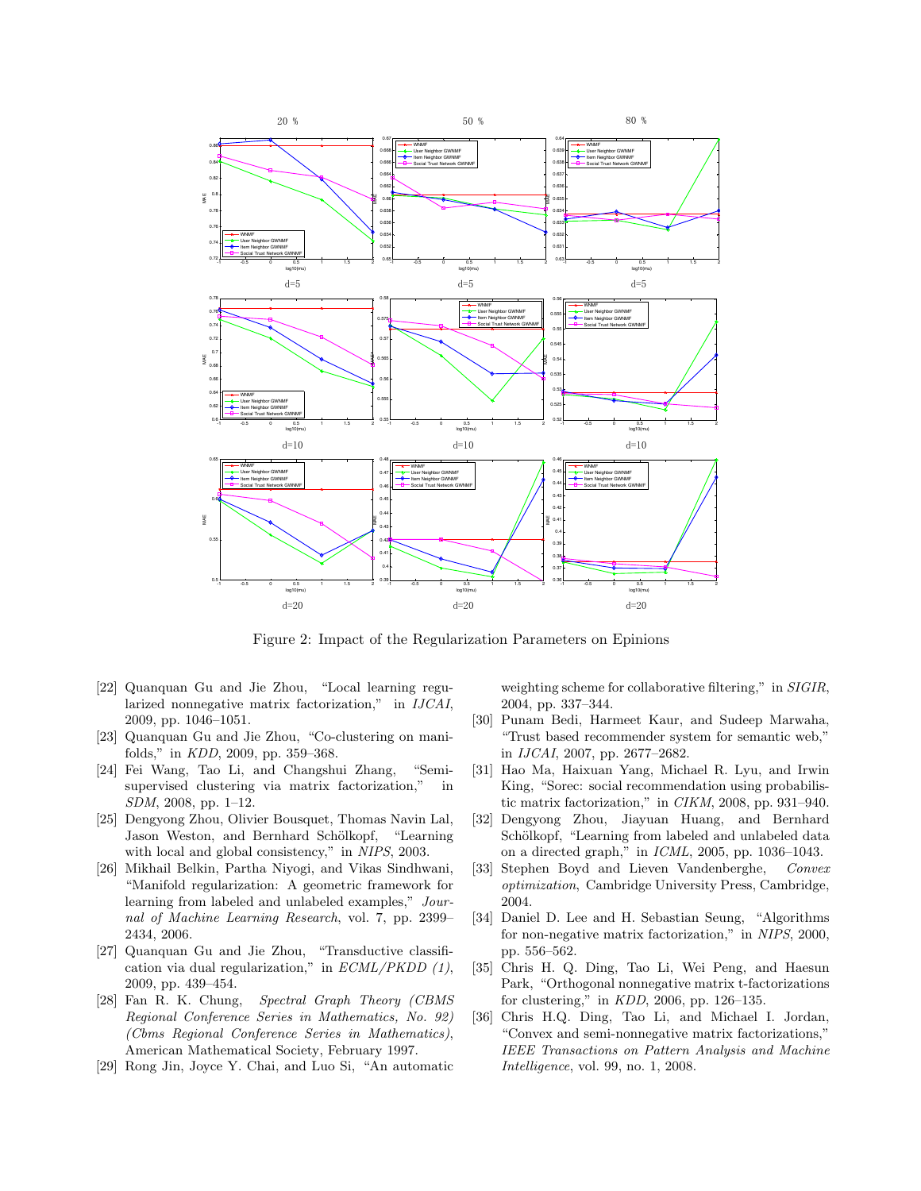20 %

50 %

80 %

d=5

d=5

d=5

d=10

d=10

d=10

d=20

d=20

d=20

WNMF

User Neighbor GWNMF

Item Neighbor GWNMF

Social Trust Network GWNMF

MAE

log10(mu)

Figure 2: Impact of the Regularization Parameters on Epinions

[22] Quanquan Gu and Jie Zhou, "Local learning regularized nonnegative matrix factorization," in *IJCAI*, 2009, pp. 1046–1051.

[23] Quanquan Gu and Jie Zhou, "Co-clustering on manifolds," in *KDD*, 2009, pp. 359–368.

[24] Fei Wang, Tao Li, and Changshui Zhang, "Semi-supervised clustering via matrix factorization," in *SDM*, 2008, pp. 1–12.

[25] Dengyong Zhou, Olivier Bousquet, Thomas Navin Lal, Jason Weston, and Bernhard Schölkopf, "Learning with local and global consistency," in *NIPS*, 2003.

[26] Mikhail Belkin, Partha Niyogi, and Vikas Sindhwani, "Manifold regularization: A geometric framework for learning from labeled and unlabeled examples," *Journal of Machine Learning Research*, vol. 7, pp. 2399–2434, 2006.

[27] Quanquan Gu and Jie Zhou, "Transductive classification via dual regularization," in *ECML/PKDD (1)*, 2009, pp. 439–454.

[28] Fan R. K. Chung, *Spectral Graph Theory (CBMS Regional Conference Series in Mathematics, No. 92) (Cbms Regional Conference Series in Mathematics)*, American Mathematical Society, February 1997.

[29] Rong Jin, Joyce Y. Chai, and Luo Si, "An automatic weighting scheme for collaborative filtering," in *SIGIR*, 2004, pp. 337–344.

[30] Punam Bedi, Harmeet Kaur, and Sudeep Marwaha, "Trust based recommender system for semantic web," in *IJCAI*, 2007, pp. 2677–2682.

[31] Hao Ma, Haixuan Yang, Michael R. Lyu, and Irwin King, "Sorec: social recommendation using probabilistic matrix factorization," in *CIKM*, 2008, pp. 931–940.

[32] Dengyong Zhou, Jiayuan Huang, and Bernhard Schölkopf, "Learning from labeled and unlabeled data on a directed graph," in *ICML*, 2005, pp. 1036–1043.

[33] Stephen Boyd and Lieven Vandenberghe, *Convex optimization*, Cambridge University Press, Cambridge, 2004.

[34] Daniel D. Lee and H. Sebastian Seung, "Algorithms for non-negative matrix factorization," in *NIPS*, 2000, pp. 556–562.

[35] Chris H. Q. Ding, Tao Li, Wei Peng, and Haesun Park, "Orthogonal nonnegative matrix t-factorizations for clustering," in *KDD*, 2006, pp. 126–135.

[36] Chris H.Q. Ding, Tao Li, and Michael I. Jordan, "Convex and semi-nonnegative matrix factorizations," *IEEE Transactions on Pattern Analysis and Machine Intelligence*, vol. 99, no. 1, 2008.